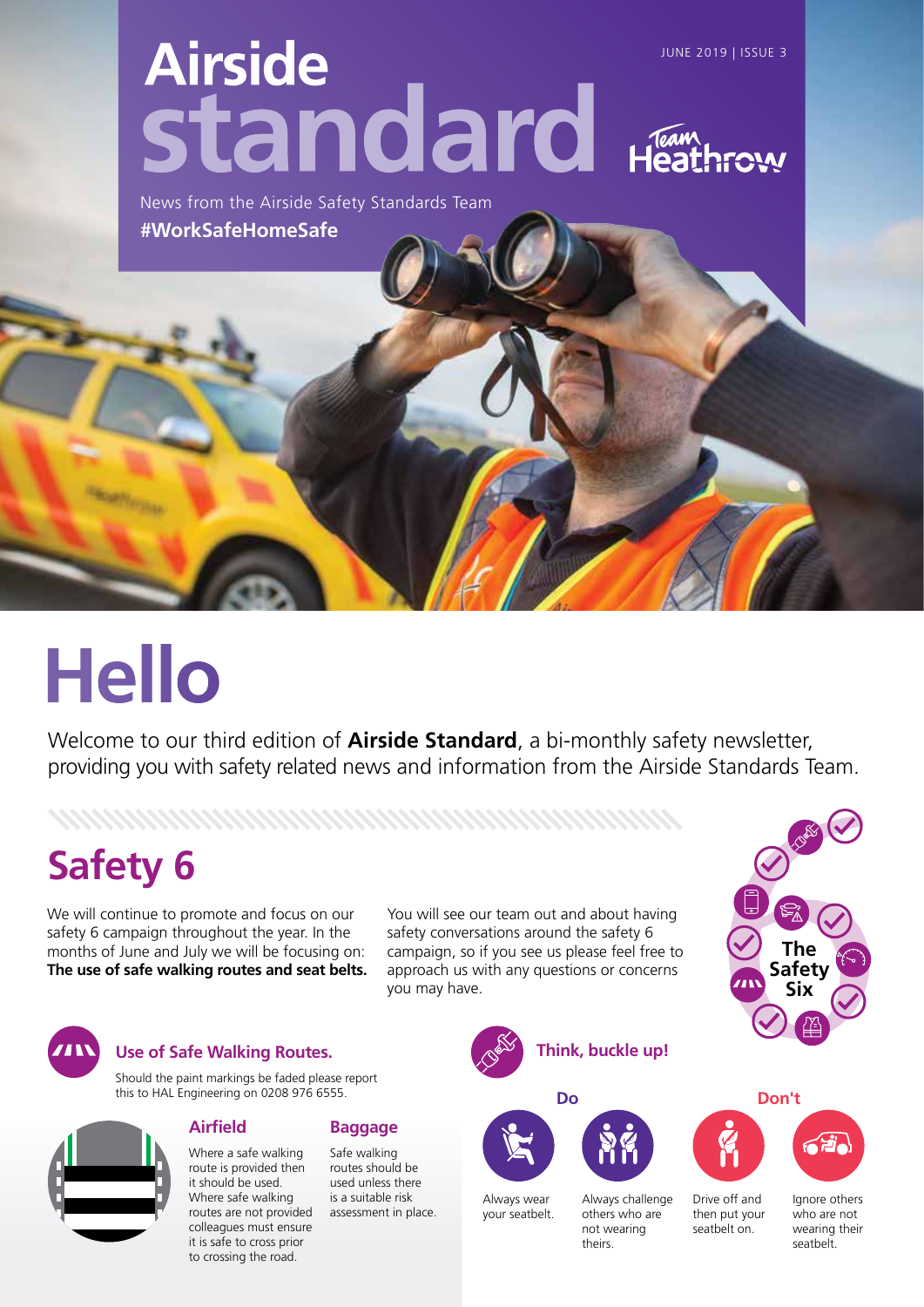# Airside standard

JUNE 2019 | ISSUE 3

Team Heathrow

News from the Airside Safety Standards Team

**#WorkSafeHomeSafe**

# Hello

Welcome to our third edition of **Airside Standard**, a bi-monthly safety newsletter, providing you with safety related news and information from the Airside Standards Team.

## Safety 6

We will continue to promote and focus on our safety 6 campaign throughout the year. In the months of June and July we will be focusing on: **The use of safe walking routes and seat belts.**

You will see our team out and about having safety conversations around the safety 6 campaign, so if you see us please feel free to approach us with any questions or concerns you may have.

**The Safety Six**

### Use of Safe Walking Routes.

Should the paint markings be faded please report this to HAL Engineering on 0208 976 6555.

#### Airfield

Where a safe walking route is provided then it should be used. Where safe walking routes are not provided colleagues must ensure it is safe to cross prior to crossing the road.

#### Baggage

Safe walking routes should be used unless there is a suitable risk assessment in place.

### Think, buckle up!

**Do**

- Always wear your seatbelt.
- Always challenge others who are not wearing theirs.

**Don't**

- Drive off and then put your seatbelt on.
- Ignore others who are not wearing their seatbelt.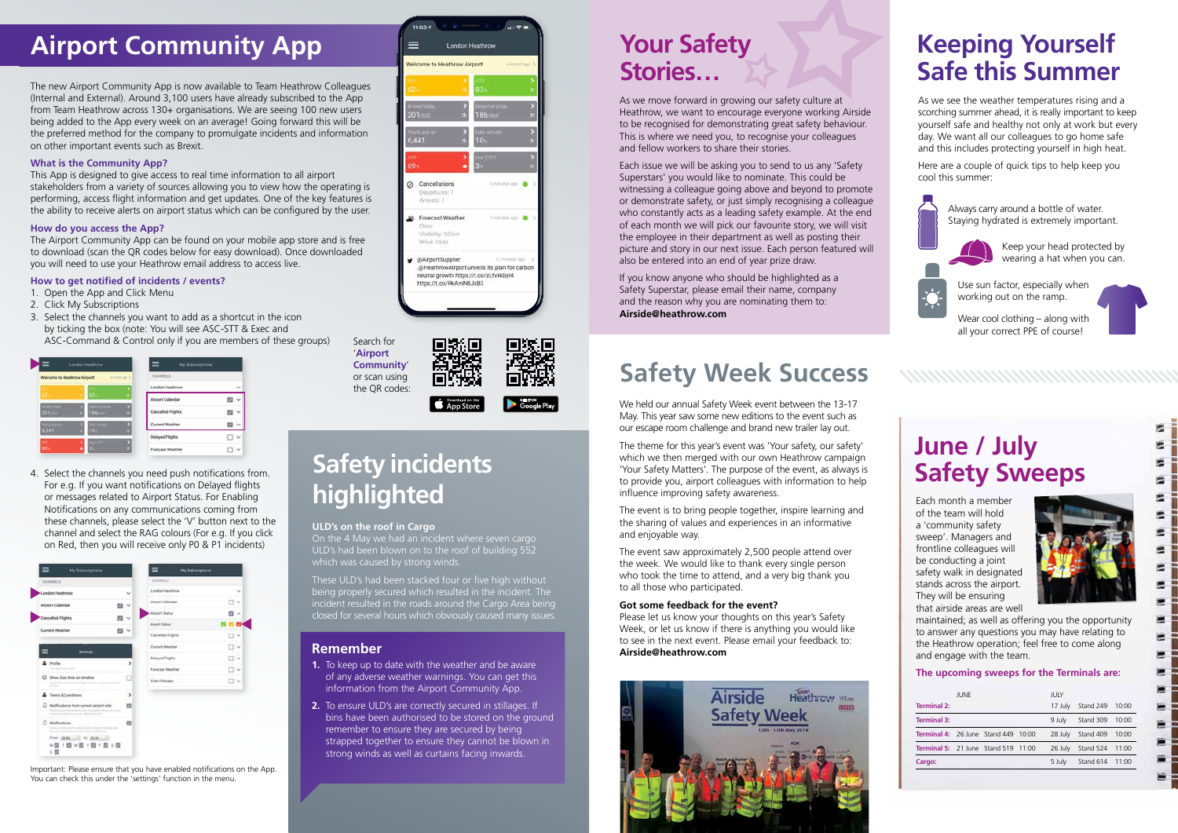# Airport Community App

The new Airport Community App is now available to Team Heathrow Colleagues (Internal and External). Around 3,100 users have already subscribed to the App from Team Heathrow across 130+ organisations. We are seeing 100 new users being added to the App every week on an average! Going forward this will be the preferred method for the company to promulgate incidents and information on other important events such as Brexit.

### What is the Community App?

This App is designed to give access to real time information to all airport stakeholders from a variety of sources allowing you to view how the operating is performing, access flight information and get updates. One of the key features is the ability to receive alerts on airport status which can be configured by the user.

### How do you access the App?

The Airport Community App can be found on your mobile app store and is free to download (scan the QR codes below for easy download). Once downloaded you will need to use your Heathrow email address to access live.

### How to get notified of incidents / events?

1. Open the App and Click Menu
2. Click My Subscriptions
3. Select the channels you want to add as a shortcut in the icon by ticking the box (note: You will see ASC-STT & Exec and ASC-Command & Control only if you are members of these groups)
4. Select the channels you need push notifications from. For e.g. If you want notifications on Delayed flights or messages related to Airport Status. For Enabling Notifications on any communications coming from these channels, please select the 'V' button next to the channel and select the RAG colours (For e.g. If you click on Red, then you will receive only P0 & P1 incidents)

Search for '**Airport Community**' or scan using the QR codes:

Important: Please ensure that you have enabled notifications on the App. You can check this under the 'settings' function in the menu.

# Safety incidents highlighted

### ULD's on the roof in Cargo

On the 4 May we had an incident where seven cargo ULD's had been blown on to the roof of building 552 which was caused by strong winds.

These ULD's had been stacked four or five high without being properly secured which resulted in the incident. The incident resulted in the roads around the Cargo Area being closed for several hours which obviously caused many issues.

## Remember

1. To keep up to date with the weather and be aware of any adverse weather warnings. You can get this information from the Airport Community App.
2. To ensure ULD's are correctly secured in stillages. If bins have been authorised to be stored on the ground remember to ensure they are secured by being strapped together to ensure they cannot be blown in strong winds as well as curtains facing inwards.

# Your Safety Stories…

As we move forward in growing our safety culture at Heathrow, we want to encourage everyone working Airside to be recognised for demonstrating great safety behaviour. This is where we need you, to recognise your colleagues and fellow workers to share their stories.

Each issue we will be asking you to send to us any 'Safety Superstars' you would like to nominate. This could be witnessing a colleague going above and beyond to promote or demonstrate safety, or just simply recognising a colleague who constantly acts as a leading safety example. At the end of each month we will pick our favourite story, we will visit the employee in their department as well as posting their picture and story in our next issue. Each person featured will also be entered into an end of year prize draw.

If you know anyone who should be highlighted as a Safety Superstar, please email their name, company and the reason why you are nominating them to: **Airside@heathrow.com**

# Safety Week Success

We held our annual Safety Week event between the 13-17 May. This year saw some new editions to the event such as our escape room challenge and brand new trailer lay out.

The theme for this year's event was 'Your safety, our safety' which we then merged with our own Heathrow campaign 'Your Safety Matters'. The purpose of the event, as always is to provide you, airport colleagues with information to help influence improving safety awareness.

The event is to bring people together, inspire learning and the sharing of values and experiences in an informative and enjoyable way.

The event saw approximately 2,500 people attend over the week. We would like to thank every single person who took the time to attend, and a very big thank you to all those who participated.

**Got some feedback for the event?**
Please let us know your thoughts on this year's Safety Week, or let us know if there is anything you would like to see in the next event. Please email your feedback to: **Airside@heathrow.com**

# Keeping Yourself Safe this Summer

As we see the weather temperatures rising and a scorching summer ahead, it is really important to keep yourself safe and healthy not only at work but every day. We want all our colleagues to go home safe and this includes protecting yourself in high heat.

Here are a couple of quick tips to help keep you cool this summer:

- Always carry around a bottle of water. Staying hydrated is extremely important.
- Keep your head protected by wearing a hat when you can.
- Use sun factor, especially when working out on the ramp.
- Wear cool clothing – along with all your correct PPE of course!

# June / July Safety Sweeps

Each month a member of the team will hold a 'community safety sweep'. Managers and frontline colleagues will be conducting a joint safety walk in designated stands across the airport. They will be ensuring that airside areas are well maintained; as well as offering you the opportunity to answer any questions you may have relating to the Heathrow operation; feel free to come along and engage with the team.

### The upcoming sweeps for the Terminals are:

| | JUNE | | | JULY | | |
|---|---|---|---|---|---|---|
| **Terminal 2:** | | | | 17 July | Stand 249 | 10:00 |
| **Terminal 3:** | | | | 9 July | Stand 309 | 10:00 |
| **Terminal 4:** | 26 June | Stand 449 | 10:00 | 28 July | Stand 409 | 10:00 |
| **Terminal 5:** | 21 June | Stand 519 | 11:00 | 26 July | Stand 524 | 11:00 |
| **Cargo:** | | | | 5 July | Stand 614 | 11:00 |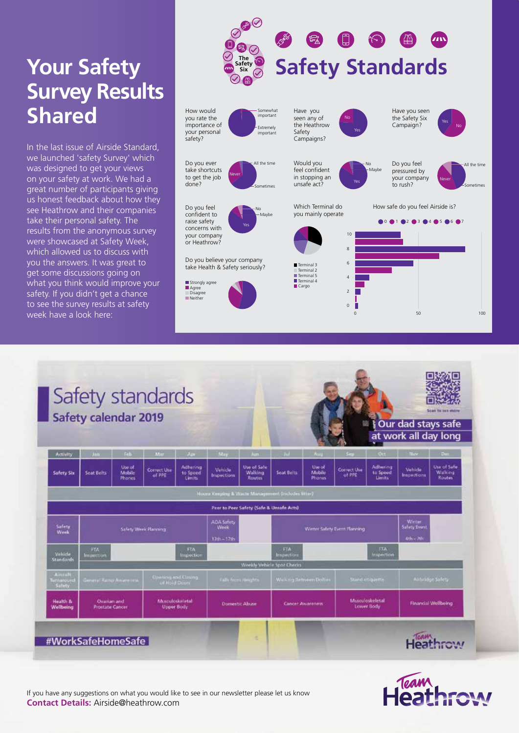# Your Safety Survey Results Shared

In the last issue of Airside Standard, we launched 'safety Survey' which was designed to get your views on your safety at work. We had a great number of participants giving us honest feedback about how they see Heathrow and their companies take their personal safety. The results from the anonymous survey were showcased at Safety Week, which allowed us to discuss with you the answers. It was great to get some discussions going on what you think would improve your safety. If you didn't get a chance to see the survey results at safety week have a look here:

The Safety Six

# Safety Standards

How would you rate the importance of your personal safety?

Somewhat important
Extremely important

Have you seen any of the Heathrow Safety Campaigns?

No
Yes

Have you seen the Safety Six Campaign?

Yes
No

Do you ever take shortcuts to get the job done?

All the time
Never
Sometimes

Would you feel confident in stopping an unsafe act?

No
Maybe
Yes

Do you feel pressured by your company to rush?

All the time
Never
Sometimes

Do you feel confident to raise safety concerns with your company or Heathrow?

No
Maybe
Yes

Which Terminal do you mainly operate

Terminal 3
Terminal 2
Terminal 5
Terminal 4
Cargo

How safe do you feel Airside is?

0 1 2 3 4 5 6 7

10
8
6
4
2
0

0
50
100

Do you believe your company take Health & Safety seriously?

Strongly agree
Agree
Disagree
Neither

Safety standards

Safety calendar 2019

Scan to see more

Our dad stays safe at work all day long

| Activity | Jan | Feb | Mar | Apr | May | Jun | Jul | Aug | Sep | Oct | Nov | Dec |
|---|---|---|---|---|---|---|---|---|---|---|---|---|
| Safety Six | Seat Belts | Use of Mobile Phones | Correct Use of PPE | Adhering to Speed Limits | Vehicle Inspections | Use of Safe Walking Routes | Seat Belts | Use of Mobile Phones | Correct Use of PPE | Adhering to Speed Limits | Vehicle Inspections | Use of Safe Walking Routes |
| | House Keeping & Waste Management (includes litter) | | | | | | | | | | | |
| | Peer to Peer Safety (Safe & Unsafe Acts) | | | | | | | | | | | |
| Safety Week | Safety Week Planning | | | | ADA Safety Week 13th – 17th | | Winter Safety Event Planning | | | | Winter Safety Event 4th – 7th | |
| Vehicle Standards | FTA Inspection | | | FTA Inspection | | | FTA Inspection | | | FTA Inspection | | |
| | Weekly Vehicle Spot Checks | | | | | | | | | | | |
| Aircraft Turnaround Safety | General Ramp Awareness | | Opening and Closing of Hold Doors | | Falls from Heights | | Walking Between Dollies | | Stand etiquette | | Airbridge Safety | |
| Health & Wellbeing | Ovarian and Prostate Cancer | | Musculoskeletal Upper Body | | Domestic Abuse | | Cancer Awareness | | Musculoskeletal Lower Body | | Financial Wellbeing | |

#WorkSafeHomeSafe

Team Heathrow

If you have any suggestions on what you would like to see in our newsletter please let us know
**Contact Details:** Airside@heathrow.com

Team Heathrow